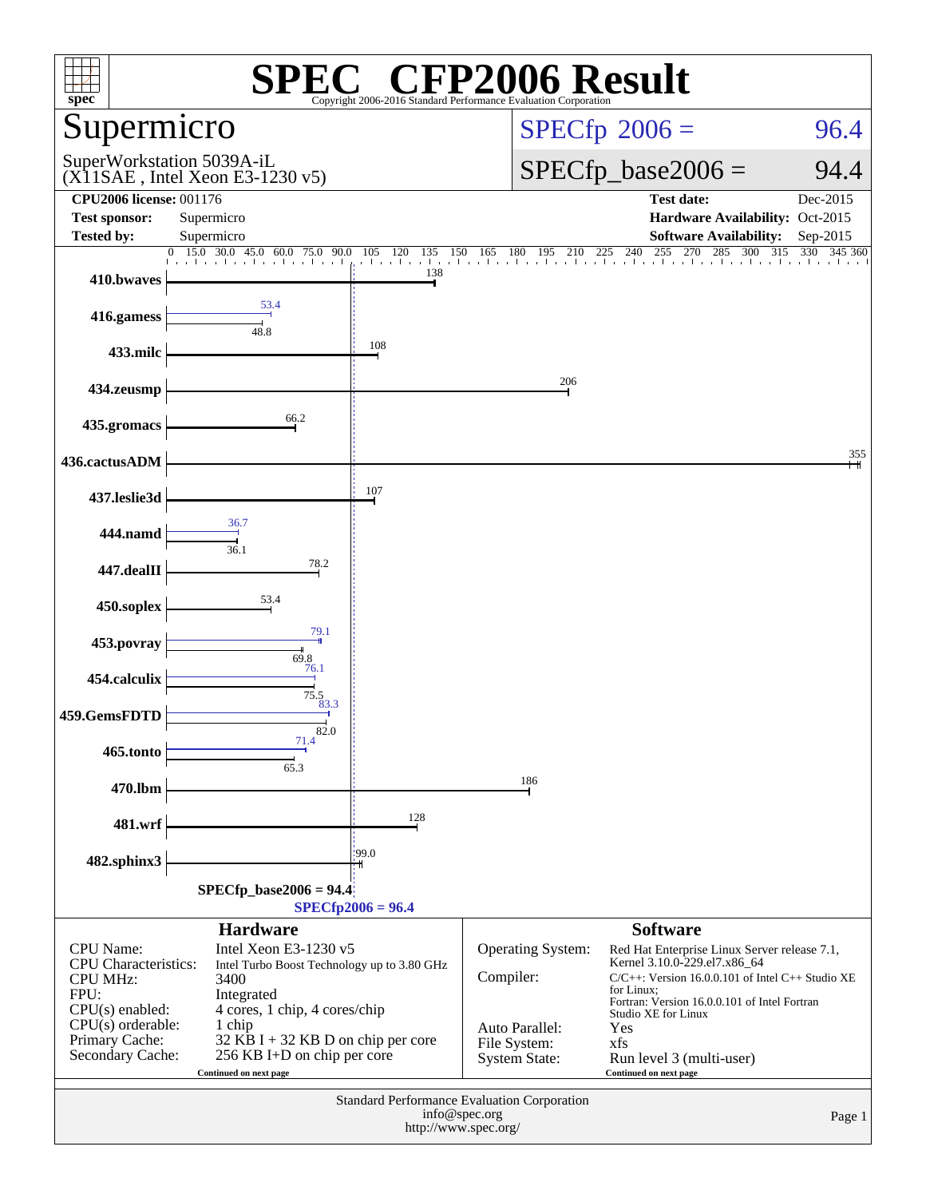# SPEC® CFP2006 Result

Copyright 2006-2016 Standard Performance Evaluation Corporation

## Supermicro

SuperWorkstation 5039A-iL
(X11SAE , Intel Xeon E3-1230 v5)

SPECfp 2006 = 96.4

SPECfp_base2006 = 94.4

| | | | |
|---|---|---|---|
| **CPU2006 license:** 001176 | | **Test date:** | Dec-2015 |
| **Test sponsor:** | Supermicro | **Hardware Availability:** | Oct-2015 |
| **Tested by:** | Supermicro | **Software Availability:** | Sep-2015 |

| Benchmark | Peak | Base |
|---|---|---|
| 410.bwaves | | 138 |
| 416.gamess | 53.4 | 48.8 |
| 433.milc | | 108 |
| 434.zeusmp | | 206 |
| 435.gromacs | | 66.2 |
| 436.cactusADM | | 355 |
| 437.leslie3d | | 107 |
| 444.namd | 36.7 | 36.1 |
| 447.dealII | | 78.2 |
| 450.soplex | | 53.4 |
| 453.povray | 79.1 | 69.8 |
| 454.calculix | 76.1 | 75.5 |
| 459.GemsFDTD | 83.3 | 82.0 |
| 465.tonto | 71.4 | 65.3 |
| 470.lbm | | 186 |
| 481.wrf | | 128 |
| 482.sphinx3 | | 99.0 |

SPECfp_base2006 = 94.4
SPECfp2006 = 96.4

### Hardware

| | |
|---|---|
| CPU Name: | Intel Xeon E3-1230 v5 |
| CPU Characteristics: | Intel Turbo Boost Technology up to 3.80 GHz |
| CPU MHz: | 3400 |
| FPU: | Integrated |
| CPU(s) enabled: | 4 cores, 1 chip, 4 cores/chip |
| CPU(s) orderable: | 1 chip |
| Primary Cache: | 32 KB I + 32 KB D on chip per core |
| Secondary Cache: | 256 KB I+D on chip per core |

Continued on next page

### Software

| | |
|---|---|
| Operating System: | Red Hat Enterprise Linux Server release 7.1, Kernel 3.10.0-229.el7.x86_64 |
| Compiler: | C/C++: Version 16.0.0.101 of Intel C++ Studio XE for Linux; Fortran: Version 16.0.0.101 of Intel Fortran Studio XE for Linux |
| Auto Parallel: | Yes |
| File System: | xfs |
| System State: | Run level 3 (multi-user) |

Continued on next page

Standard Performance Evaluation Corporation
info@spec.org
http://www.spec.org/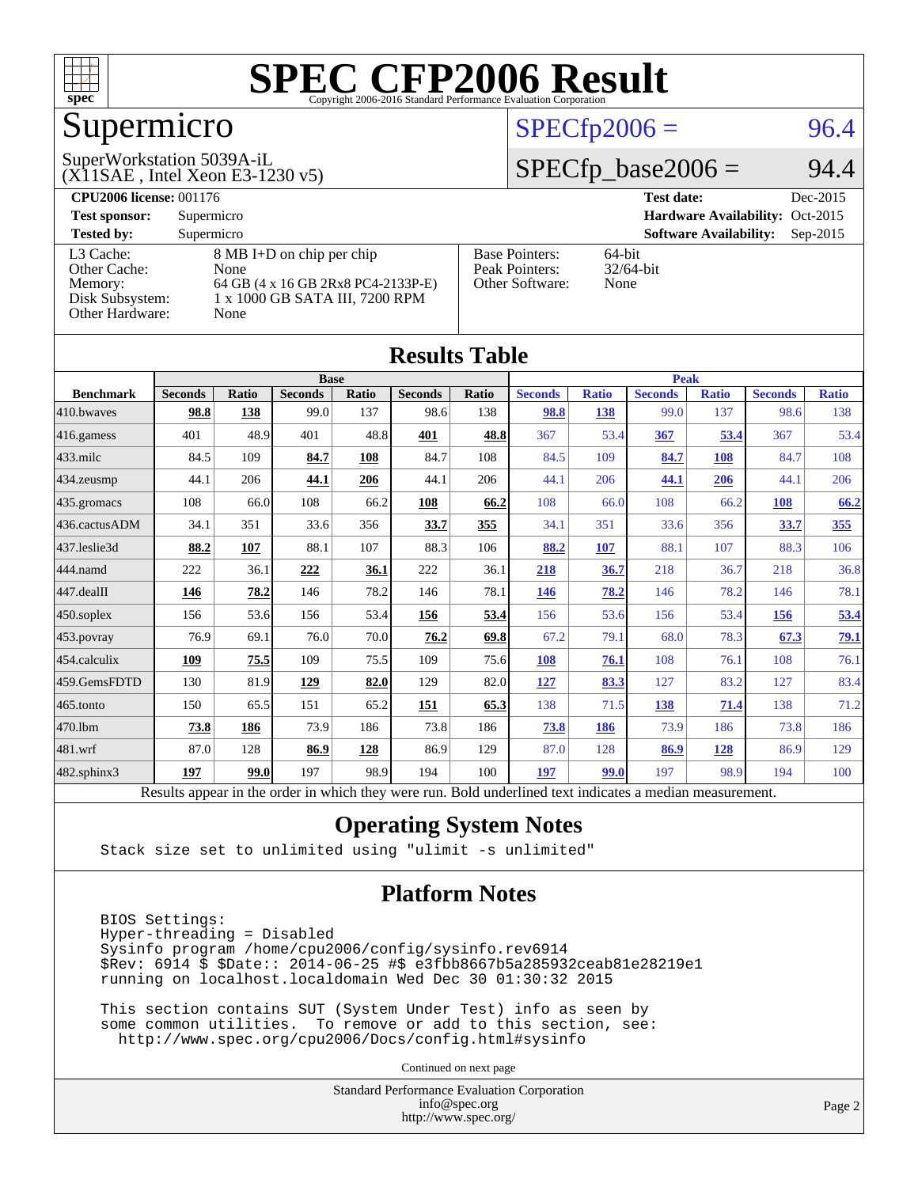# SPEC CFP2006 Result

Copyright 2006-2016 Standard Performance Evaluation Corporation

## Supermicro

SuperWorkstation 5039A-iL
(X11SAE , Intel Xeon E3-1230 v5)

SPECfp2006 = 96.4

SPECfp_base2006 = 94.4

**CPU2006 license:** 001176 **Test date:** Dec-2015

**Test sponsor:** Supermicro **Hardware Availability:** Oct-2015

**Tested by:** Supermicro **Software Availability:** Sep-2015

| | |
|---|---|
| L3 Cache: | 8 MB I+D on chip per chip |
| Other Cache: | None |
| Memory: | 64 GB (4 x 16 GB 2Rx8 PC4-2133P-E) |
| Disk Subsystem: | 1 x 1000 GB SATA III, 7200 RPM |
| Other Hardware: | None |

| | |
|---|---|
| Base Pointers: | 64-bit |
| Peak Pointers: | 32/64-bit |
| Other Software: | None |

## Results Table

| Benchmark | Base | | | | | | Peak | | | | | |
|---|---|---|---|---|---|---|---|---|---|---|---|---|
| | Seconds | Ratio | Seconds | Ratio | Seconds | Ratio | Seconds | Ratio | Seconds | Ratio | Seconds | Ratio |
| 410.bwaves | **98.8** | **138** | 99.0 | 137 | 98.6 | 138 | **98.8** | **138** | 99.0 | 137 | 98.6 | 138 |
| 416.gamess | 401 | 48.9 | 401 | 48.8 | **401** | **48.8** | 367 | 53.4 | **367** | **53.4** | 367 | 53.4 |
| 433.milc | 84.5 | 109 | **84.7** | **108** | 84.7 | 108 | 84.5 | 109 | **84.7** | **108** | 84.7 | 108 |
| 434.zeusmp | 44.1 | 206 | **44.1** | **206** | 44.1 | 206 | 44.1 | 206 | **44.1** | **206** | 44.1 | 206 |
| 435.gromacs | 108 | 66.0 | 108 | 66.2 | **108** | **66.2** | 108 | 66.0 | 108 | 66.2 | **108** | **66.2** |
| 436.cactusADM | 34.1 | 351 | 33.6 | 356 | **33.7** | **355** | 34.1 | 351 | 33.6 | 356 | **33.7** | **355** |
| 437.leslie3d | **88.2** | **107** | 88.1 | 107 | 88.3 | 106 | **88.2** | **107** | 88.1 | 107 | 88.3 | 106 |
| 444.namd | 222 | 36.1 | **222** | **36.1** | 222 | 36.1 | **218** | **36.7** | 218 | 36.7 | 218 | 36.8 |
| 447.dealII | **146** | **78.2** | 146 | 78.2 | 146 | 78.1 | **146** | **78.2** | 146 | 78.2 | 146 | 78.1 |
| 450.soplex | 156 | 53.6 | 156 | 53.4 | **156** | **53.4** | 156 | 53.6 | 156 | 53.4 | **156** | **53.4** |
| 453.povray | 76.9 | 69.1 | 76.0 | 70.0 | **76.2** | **69.8** | 67.2 | 79.1 | 68.0 | 78.3 | **67.3** | **79.1** |
| 454.calculix | **109** | **75.5** | 109 | 75.5 | 109 | 75.6 | **108** | **76.1** | 108 | 76.1 | 108 | 76.1 |
| 459.GemsFDTD | 130 | 81.9 | **129** | **82.0** | 129 | 82.0 | **127** | **83.3** | 127 | 83.2 | 127 | 83.4 |
| 465.tonto | 150 | 65.5 | 151 | 65.2 | **151** | **65.3** | 138 | 71.5 | **138** | **71.4** | 138 | 71.2 |
| 470.lbm | **73.8** | **186** | 73.9 | 186 | 73.8 | 186 | **73.8** | **186** | 73.9 | 186 | 73.8 | 186 |
| 481.wrf | 87.0 | 128 | **86.9** | **128** | 86.9 | 129 | 87.0 | 128 | **86.9** | **128** | 86.9 | 129 |
| 482.sphinx3 | **197** | **99.0** | 197 | 98.9 | 194 | 100 | **197** | **99.0** | 197 | 98.9 | 194 | 100 |

Results appear in the order in which they were run. Bold underlined text indicates a median measurement.

## Operating System Notes

```
Stack size set to unlimited using "ulimit -s unlimited"
```

## Platform Notes

```
BIOS Settings:
Hyper-threading = Disabled
Sysinfo program /home/cpu2006/config/sysinfo.rev6914
$Rev: 6914 $ $Date:: 2014-06-25 #$ e3fbb8667b5a285932ceab81e28219e1
running on localhost.localdomain Wed Dec 30 01:30:32 2015

This section contains SUT (System Under Test) info as seen by
some common utilities.  To remove or add to this section, see:
  http://www.spec.org/cpu2006/Docs/config.html#sysinfo
```

Continued on next page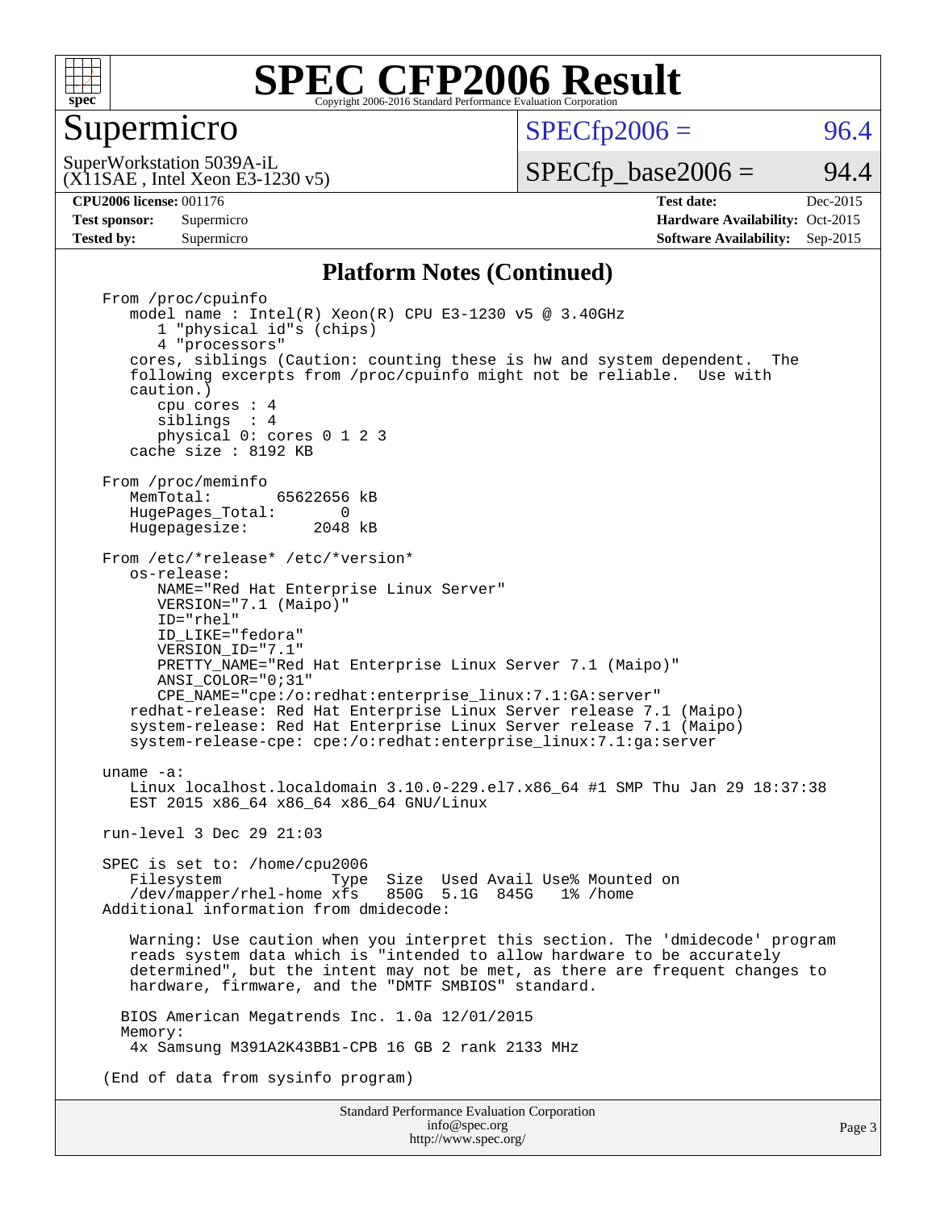# SPEC CFP2006 Result

Copyright 2006-2016 Standard Performance Evaluation Corporation

## Supermicro

SuperWorkstation 5039A-iL
(X11SAE , Intel Xeon E3-1230 v5)

SPECfp2006 = 96.4

SPECfp_base2006 = 94.4

**CPU2006 license:** 001176
**Test sponsor:** Supermicro
**Tested by:** Supermicro

**Test date:** Dec-2015
**Hardware Availability:** Oct-2015
**Software Availability:** Sep-2015

### Platform Notes (Continued)

```
From /proc/cpuinfo
   model name : Intel(R) Xeon(R) CPU E3-1230 v5 @ 3.40GHz
      1 "physical id"s (chips)
      4 "processors"
   cores, siblings (Caution: counting these is hw and system dependent.  The
   following excerpts from /proc/cpuinfo might not be reliable.  Use with
   caution.)
      cpu cores : 4
      siblings  : 4
      physical 0: cores 0 1 2 3
   cache size : 8192 KB

From /proc/meminfo
   MemTotal:       65622656 kB
   HugePages_Total:       0
   Hugepagesize:       2048 kB

From /etc/*release* /etc/*version*
   os-release:
      NAME="Red Hat Enterprise Linux Server"
      VERSION="7.1 (Maipo)"
      ID="rhel"
      ID_LIKE="fedora"
      VERSION_ID="7.1"
      PRETTY_NAME="Red Hat Enterprise Linux Server 7.1 (Maipo)"
      ANSI_COLOR="0;31"
      CPE_NAME="cpe:/o:redhat:enterprise_linux:7.1:GA:server"
   redhat-release: Red Hat Enterprise Linux Server release 7.1 (Maipo)
   system-release: Red Hat Enterprise Linux Server release 7.1 (Maipo)
   system-release-cpe: cpe:/o:redhat:enterprise_linux:7.1:ga:server

uname -a:
   Linux localhost.localdomain 3.10.0-229.el7.x86_64 #1 SMP Thu Jan 29 18:37:38
   EST 2015 x86_64 x86_64 x86_64 GNU/Linux

run-level 3 Dec 29 21:03

SPEC is set to: /home/cpu2006
   Filesystem            Type  Size  Used Avail Use% Mounted on
   /dev/mapper/rhel-home xfs   850G  5.1G  845G   1% /home
Additional information from dmidecode:

   Warning: Use caution when you interpret this section. The 'dmidecode' program
   reads system data which is "intended to allow hardware to be accurately
   determined", but the intent may not be met, as there are frequent changes to
   hardware, firmware, and the "DMTF SMBIOS" standard.

  BIOS American Megatrends Inc. 1.0a 12/01/2015
  Memory:
   4x Samsung M391A2K43BB1-CPB 16 GB 2 rank 2133 MHz

(End of data from sysinfo program)
```

Standard Performance Evaluation Corporation
info@spec.org
http://www.spec.org/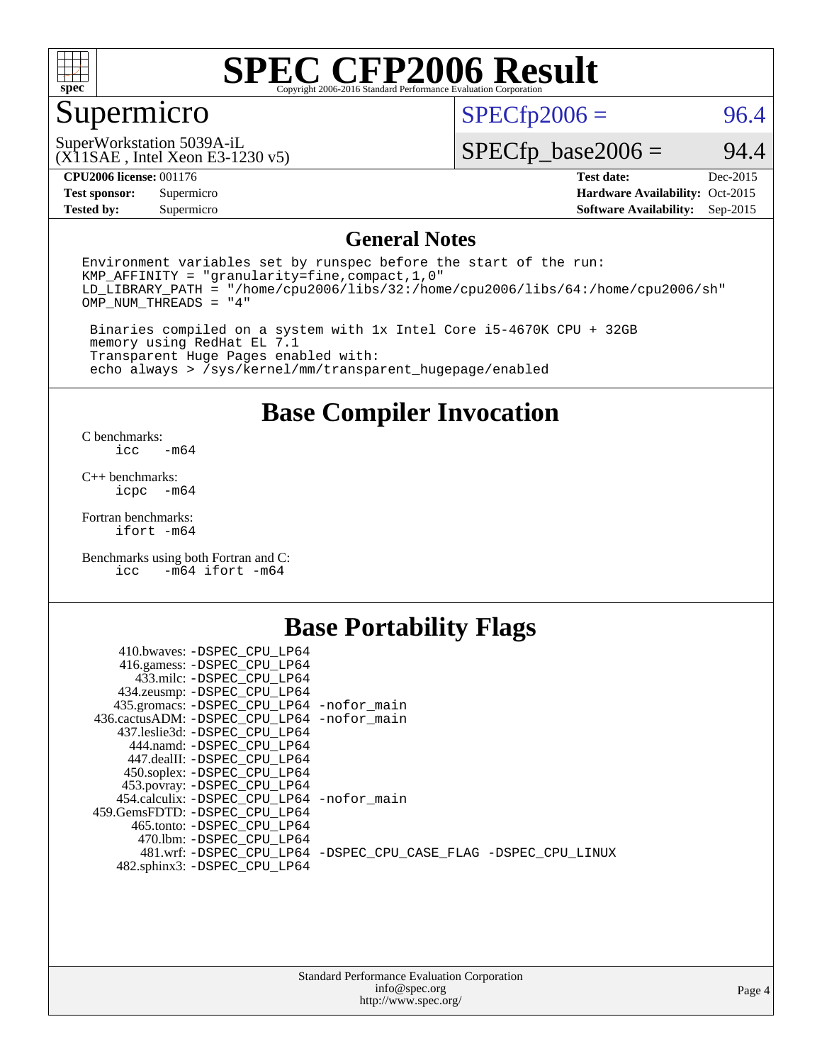# SPEC CFP2006 Result

Copyright 2006-2016 Standard Performance Evaluation Corporation

## Supermicro

SuperWorkstation 5039A-iL
(X11SAE , Intel Xeon E3-1230 v5)

SPECfp2006 = 96.4

SPECfp_base2006 = 94.4

| | | | |
|---|---|---|---|
| **CPU2006 license:** 001176 | | **Test date:** | Dec-2015 |
| **Test sponsor:** | Supermicro | **Hardware Availability:** | Oct-2015 |
| **Tested by:** | Supermicro | **Software Availability:** | Sep-2015 |

## General Notes

```
Environment variables set by runspec before the start of the run:
KMP_AFFINITY = "granularity=fine,compact,1,0"
LD_LIBRARY_PATH = "/home/cpu2006/libs/32:/home/cpu2006/libs/64:/home/cpu2006/sh"
OMP_NUM_THREADS = "4"

 Binaries compiled on a system with 1x Intel Core i5-4670K CPU + 32GB
 memory using RedHat EL 7.1
 Transparent Huge Pages enabled with:
 echo always > /sys/kernel/mm/transparent_hugepage/enabled
```

## Base Compiler Invocation

C benchmarks:
```
icc   -m64
```

C++ benchmarks:
```
icpc  -m64
```

Fortran benchmarks:
```
ifort -m64
```

Benchmarks using both Fortran and C:
```
icc   -m64 ifort -m64
```

## Base Portability Flags

```
    410.bwaves: -DSPEC_CPU_LP64
    416.gamess: -DSPEC_CPU_LP64
      433.milc: -DSPEC_CPU_LP64
    434.zeusmp: -DSPEC_CPU_LP64
   435.gromacs: -DSPEC_CPU_LP64 -nofor_main
 436.cactusADM: -DSPEC_CPU_LP64 -nofor_main
   437.leslie3d: -DSPEC_CPU_LP64
      444.namd: -DSPEC_CPU_LP64
    447.dealII: -DSPEC_CPU_LP64
    450.soplex: -DSPEC_CPU_LP64
    453.povray: -DSPEC_CPU_LP64
  454.calculix: -DSPEC_CPU_LP64 -nofor_main
 459.GemsFDTD: -DSPEC_CPU_LP64
     465.tonto: -DSPEC_CPU_LP64
       470.lbm: -DSPEC_CPU_LP64
       481.wrf: -DSPEC_CPU_LP64 -DSPEC_CPU_CASE_FLAG -DSPEC_CPU_LINUX
   482.sphinx3: -DSPEC_CPU_LP64
```

Standard Performance Evaluation Corporation
info@spec.org
http://www.spec.org/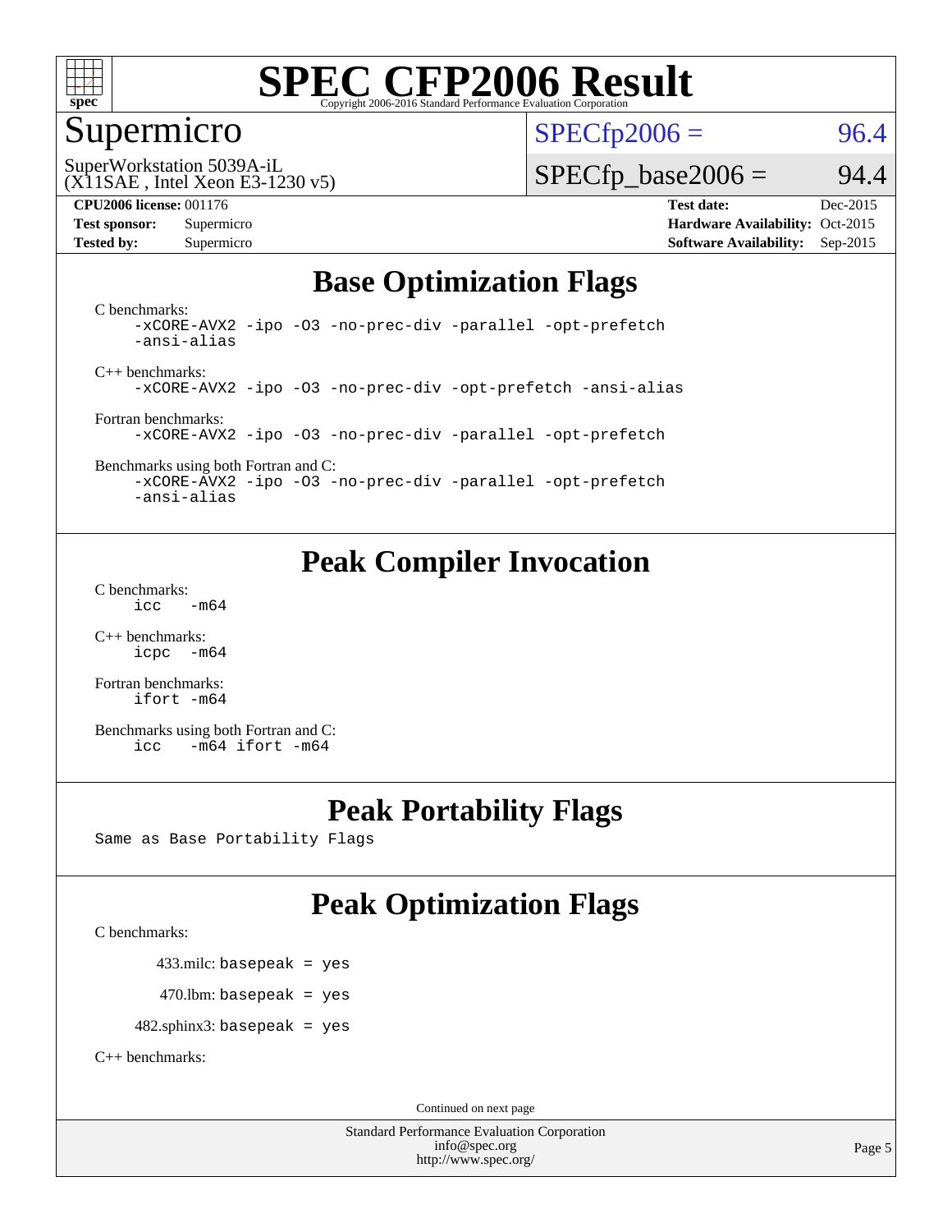# SPEC CFP2006 Result

Copyright 2006-2016 Standard Performance Evaluation Corporation

## Supermicro

SuperWorkstation 5039A-iL
(X11SAE , Intel Xeon E3-1230 v5)

SPECfp2006 = 96.4

SPECfp_base2006 = 94.4

**CPU2006 license:** 001176
**Test sponsor:** Supermicro
**Tested by:** Supermicro

**Test date:** Dec-2015
**Hardware Availability:** Oct-2015
**Software Availability:** Sep-2015

## Base Optimization Flags

C benchmarks:
```
-xCORE-AVX2 -ipo -O3 -no-prec-div -parallel -opt-prefetch
-ansi-alias
```

C++ benchmarks:
```
-xCORE-AVX2 -ipo -O3 -no-prec-div -opt-prefetch -ansi-alias
```

Fortran benchmarks:
```
-xCORE-AVX2 -ipo -O3 -no-prec-div -parallel -opt-prefetch
```

Benchmarks using both Fortran and C:
```
-xCORE-AVX2 -ipo -O3 -no-prec-div -parallel -opt-prefetch
-ansi-alias
```

## Peak Compiler Invocation

C benchmarks:
```
icc   -m64
```

C++ benchmarks:
```
icpc  -m64
```

Fortran benchmarks:
```
ifort -m64
```

Benchmarks using both Fortran and C:
```
icc   -m64 ifort -m64
```

## Peak Portability Flags

Same as Base Portability Flags

## Peak Optimization Flags

C benchmarks:

433.milc: basepeak = yes

470.lbm: basepeak = yes

482.sphinx3: basepeak = yes

C++ benchmarks:

Continued on next page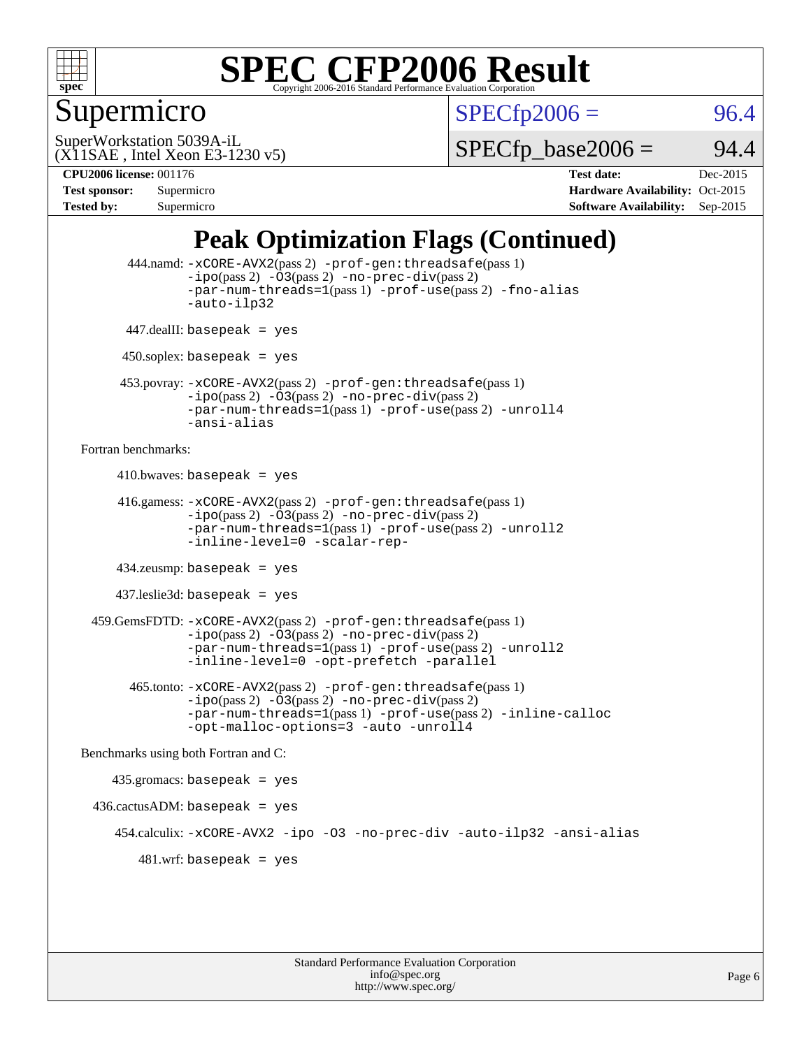# SPEC CFP2006 Result

Copyright 2006-2016 Standard Performance Evaluation Corporation

## Supermicro

SuperWorkstation 5039A-iL
(X11SAE , Intel Xeon E3-1230 v5)

SPECfp2006 = 96.4

SPECfp_base2006 = 94.4

| | | | |
|---|---|---|---|
| **CPU2006 license:** 001176 | | **Test date:** | Dec-2015 |
| **Test sponsor:** | Supermicro | **Hardware Availability:** | Oct-2015 |
| **Tested by:** | Supermicro | **Software Availability:** | Sep-2015 |

# Peak Optimization Flags (Continued)

444.namd: -xCORE-AVX2(pass 2) -prof-gen:threadsafe(pass 1) -ipo(pass 2) -O3(pass 2) -no-prec-div(pass 2) -par-num-threads=1(pass 1) -prof-use(pass 2) -fno-alias -auto-ilp32

447.dealII: basepeak = yes

450.soplex: basepeak = yes

453.povray: -xCORE-AVX2(pass 2) -prof-gen:threadsafe(pass 1) -ipo(pass 2) -O3(pass 2) -no-prec-div(pass 2) -par-num-threads=1(pass 1) -prof-use(pass 2) -unroll4 -ansi-alias

Fortran benchmarks:

410.bwaves: basepeak = yes

416.gamess: -xCORE-AVX2(pass 2) -prof-gen:threadsafe(pass 1) -ipo(pass 2) -O3(pass 2) -no-prec-div(pass 2) -par-num-threads=1(pass 1) -prof-use(pass 2) -unroll2 -inline-level=0 -scalar-rep-

434.zeusmp: basepeak = yes

437.leslie3d: basepeak = yes

459.GemsFDTD: -xCORE-AVX2(pass 2) -prof-gen:threadsafe(pass 1) -ipo(pass 2) -O3(pass 2) -no-prec-div(pass 2) -par-num-threads=1(pass 1) -prof-use(pass 2) -unroll2 -inline-level=0 -opt-prefetch -parallel

465.tonto: -xCORE-AVX2(pass 2) -prof-gen:threadsafe(pass 1) -ipo(pass 2) -O3(pass 2) -no-prec-div(pass 2) -par-num-threads=1(pass 1) -prof-use(pass 2) -inline-calloc -opt-malloc-options=3 -auto -unroll4

Benchmarks using both Fortran and C:

435.gromacs: basepeak = yes

436.cactusADM: basepeak = yes

454.calculix: -xCORE-AVX2 -ipo -O3 -no-prec-div -auto-ilp32 -ansi-alias

481.wrf: basepeak = yes

Standard Performance Evaluation Corporation
info@spec.org
http://www.spec.org/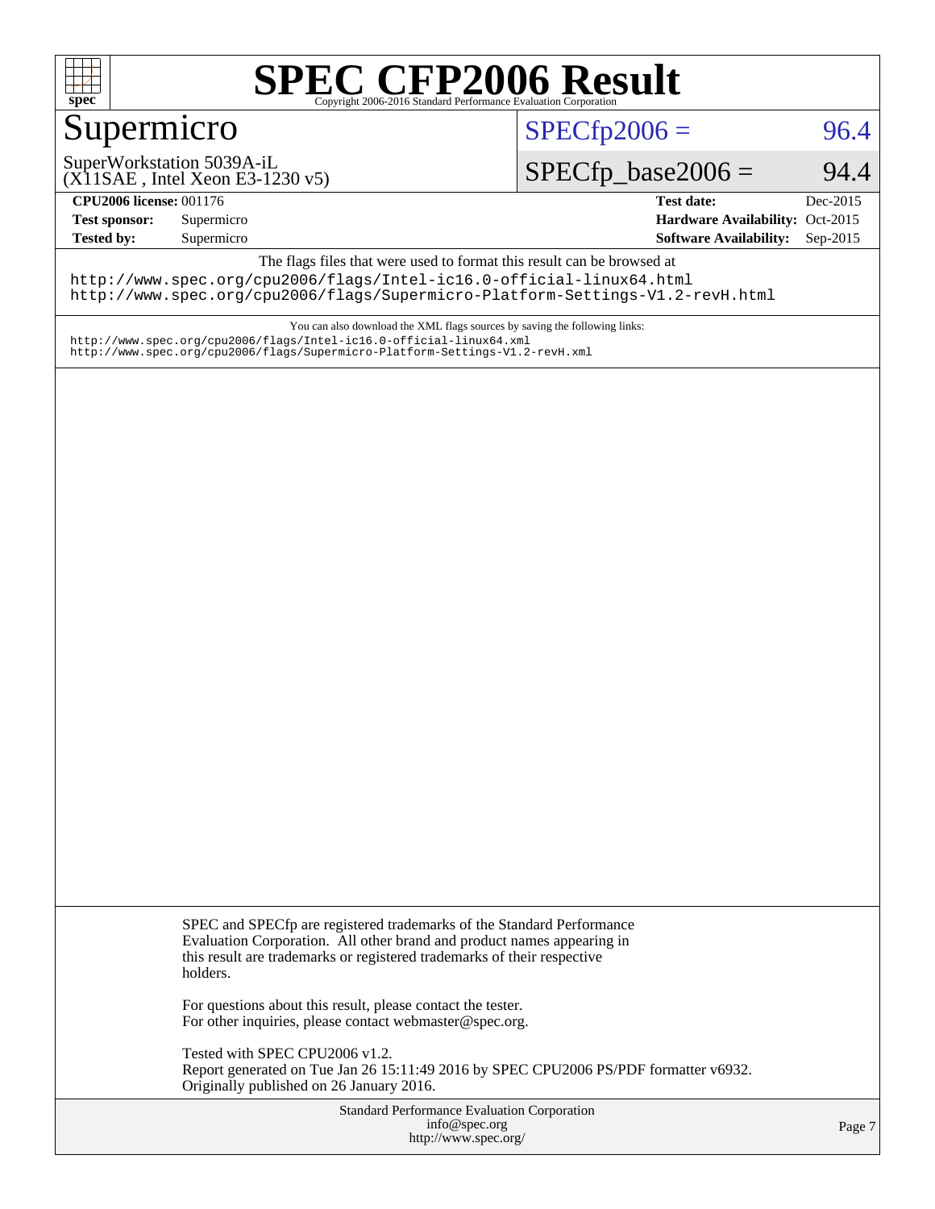# SPEC CFP2006 Result

Copyright 2006-2016 Standard Performance Evaluation Corporation

## Supermicro

SuperWorkstation 5039A-iL
(X11SAE , Intel Xeon E3-1230 v5)

| | |
|---|---|
| SPECfp2006 = | 96.4 |
| SPECfp_base2006 = | 94.4 |

| | | | |
|---|---|---|---|
| **CPU2006 license:** | 001176 | **Test date:** | Dec-2015 |
| **Test sponsor:** | Supermicro | **Hardware Availability:** | Oct-2015 |
| **Tested by:** | Supermicro | **Software Availability:** | Sep-2015 |

The flags files that were used to format this result can be browsed at

http://www.spec.org/cpu2006/flags/Intel-ic16.0-official-linux64.html
http://www.spec.org/cpu2006/flags/Supermicro-Platform-Settings-V1.2-revH.html

You can also download the XML flags sources by saving the following links:

http://www.spec.org/cpu2006/flags/Intel-ic16.0-official-linux64.xml
http://www.spec.org/cpu2006/flags/Supermicro-Platform-Settings-V1.2-revH.xml

SPEC and SPECfp are registered trademarks of the Standard Performance Evaluation Corporation. All other brand and product names appearing in this result are trademarks or registered trademarks of their respective holders.

For questions about this result, please contact the tester.
For other inquiries, please contact webmaster@spec.org.

Tested with SPEC CPU2006 v1.2.
Report generated on Tue Jan 26 15:11:49 2016 by SPEC CPU2006 PS/PDF formatter v6932.
Originally published on 26 January 2016.

Standard Performance Evaluation Corporation
info@spec.org
http://www.spec.org/